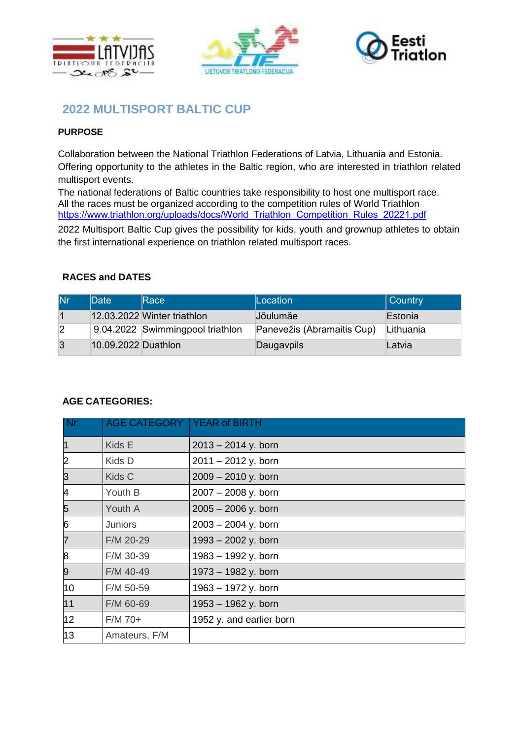# 2022 MULTISPORT BALTIC CUP

**PURPOSE**

Collaboration between the National Triathlon Federations of Latvia, Lithuania and Estonia. Offering opportunity to the athletes in the Baltic region, who are interested in triathlon related multisport events.
The national federations of Baltic countries take responsibility to host one multisport race.
All the races must be organized according to the competition rules of World Triathlon
https://www.triathlon.org/uploads/docs/World_Triathlon_Competition_Rules_20221.pdf

2022 Multisport Baltic Cup gives the possibility for kids, youth and grownup athletes to obtain the first international experience on triathlon related multisport races.

**RACES and DATES**

| Nr | Date | Race | Location | Country |
|---|---|---|---|---|
| 1 | 12.03.2022 | Winter triathlon | Jõulumäe | Estonia |
| 2 | 9.04.2022 | Swimmingpool triathlon | Panevežis (Abramaitis Cup) | Lithuania |
| 3 | 10.09.2022 | Duathlon | Daugavpils | Latvia |

**AGE CATEGORIES:**

| Nr. | AGE CATEGORY | YEAR of BIRTH |
|---|---|---|
| 1 | Kids E | 2013 – 2014 y. born |
| 2 | Kids D | 2011 – 2012 y. born |
| 3 | Kids C | 2009 – 2010 y. born |
| 4 | Youth B | 2007 – 2008 y. born |
| 5 | Youth A | 2005 – 2006 y. born |
| 6 | Juniors | 2003 – 2004 y. born |
| 7 | F/M 20-29 | 1993 – 2002 y. born |
| 8 | F/M 30-39 | 1983 – 1992 y. born |
| 9 | F/M 40-49 | 1973 – 1982 y. born |
| 10 | F/M 50-59 | 1963 – 1972 y. born |
| 11 | F/M 60-69 | 1953 – 1962 y. born |
| 12 | F/M 70+ | 1952 y. and earlier born |
| 13 | Amateurs, F/M | |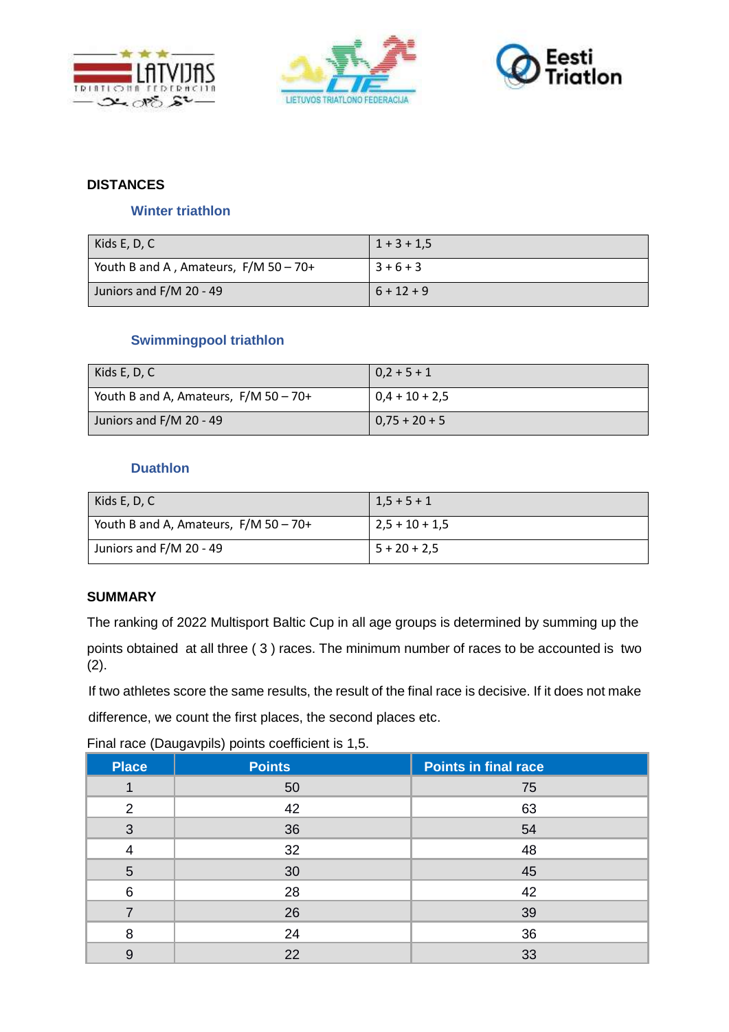## DISTANCES

### Winter triathlon

| | |
|---|---|
| Kids E, D, C | 1 + 3 + 1,5 |
| Youth B and A , Amateurs, F/M 50 – 70+ | 3 + 6 + 3 |
| Juniors and F/M 20 - 49 | 6 + 12 + 9 |

### Swimmingpool triathlon

| | |
|---|---|
| Kids E, D, C | 0,2 + 5 + 1 |
| Youth B and A, Amateurs, F/M 50 – 70+ | 0,4 + 10 + 2,5 |
| Juniors and F/M 20 - 49 | 0,75 + 20 + 5 |

### Duathlon

| | |
|---|---|
| Kids E, D, C | 1,5 + 5 + 1 |
| Youth B and A, Amateurs, F/M 50 – 70+ | 2,5 + 10 + 1,5 |
| Juniors and F/M 20 - 49 | 5 + 20 + 2,5 |

## SUMMARY

The ranking of 2022 Multisport Baltic Cup in all age groups is determined by summing up the points obtained at all three ( 3 ) races. The minimum number of races to be accounted is two (2).

If two athletes score the same results, the result of the final race is decisive. If it does not make difference, we count the first places, the second places etc.

Final race (Daugavpils) points coefficient is 1,5.

| Place | Points | Points in final race |
|---|---|---|
| 1 | 50 | 75 |
| 2 | 42 | 63 |
| 3 | 36 | 54 |
| 4 | 32 | 48 |
| 5 | 30 | 45 |
| 6 | 28 | 42 |
| 7 | 26 | 39 |
| 8 | 24 | 36 |
| 9 | 22 | 33 |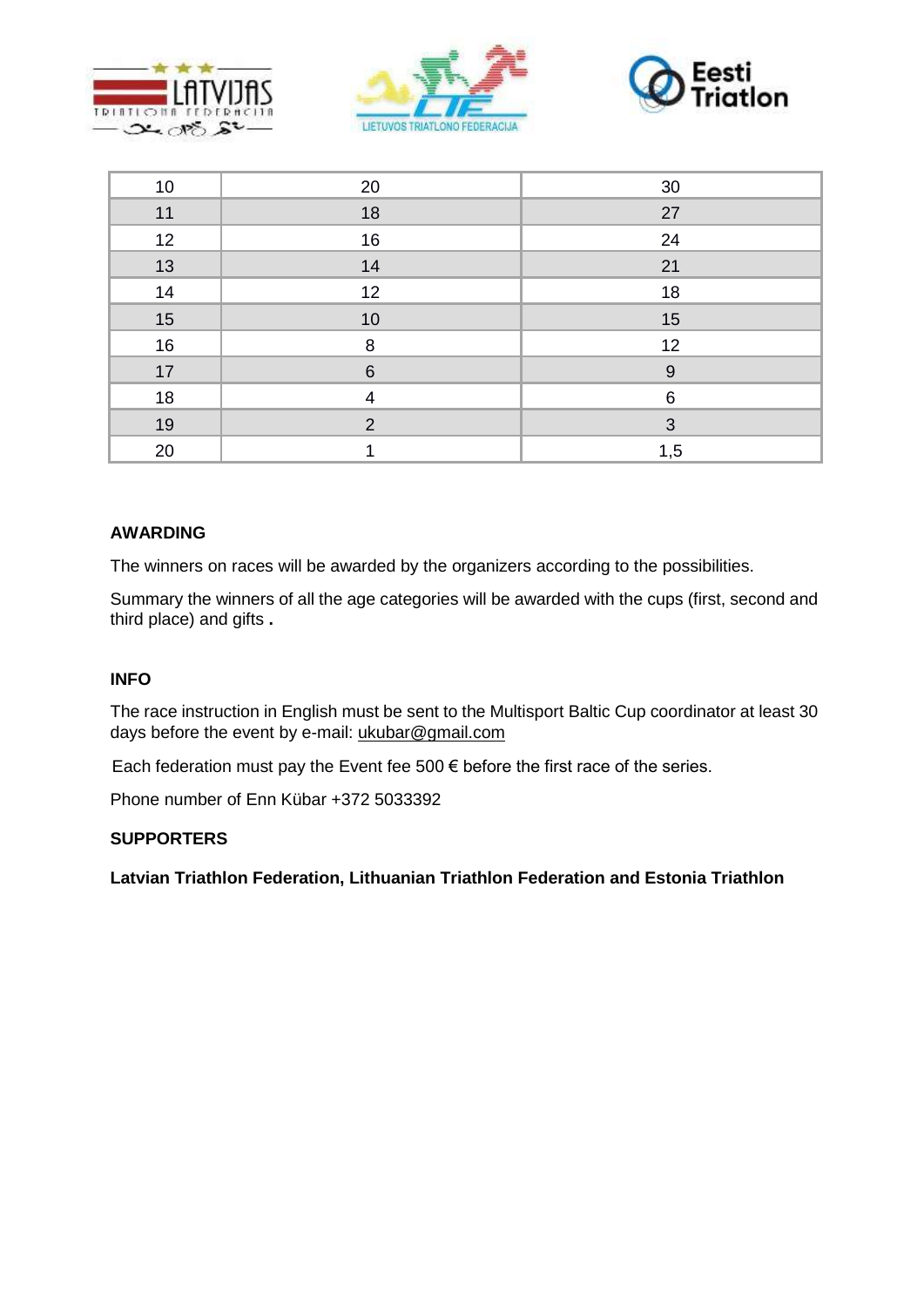| | | |
|---|---|---|
| 10 | 20 | 30 |
| 11 | 18 | 27 |
| 12 | 16 | 24 |
| 13 | 14 | 21 |
| 14 | 12 | 18 |
| 15 | 10 | 15 |
| 16 | 8 | 12 |
| 17 | 6 | 9 |
| 18 | 4 | 6 |
| 19 | 2 | 3 |
| 20 | 1 | 1,5 |

**AWARDING**

The winners on races will be awarded by the organizers according to the possibilities.

Summary the winners of all the age categories will be awarded with the cups (first, second and third place) and gifts **.**

**INFO**

The race instruction in English must be sent to the Multisport Baltic Cup coordinator at least 30 days before the event by e-mail: ukubar@gmail.com

Each federation must pay the Event fee 500 € before the first race of the series.

Phone number of Enn Kübar +372 5033392

**SUPPORTERS**

**Latvian Triathlon Federation, Lithuanian Triathlon Federation and Estonia Triathlon**